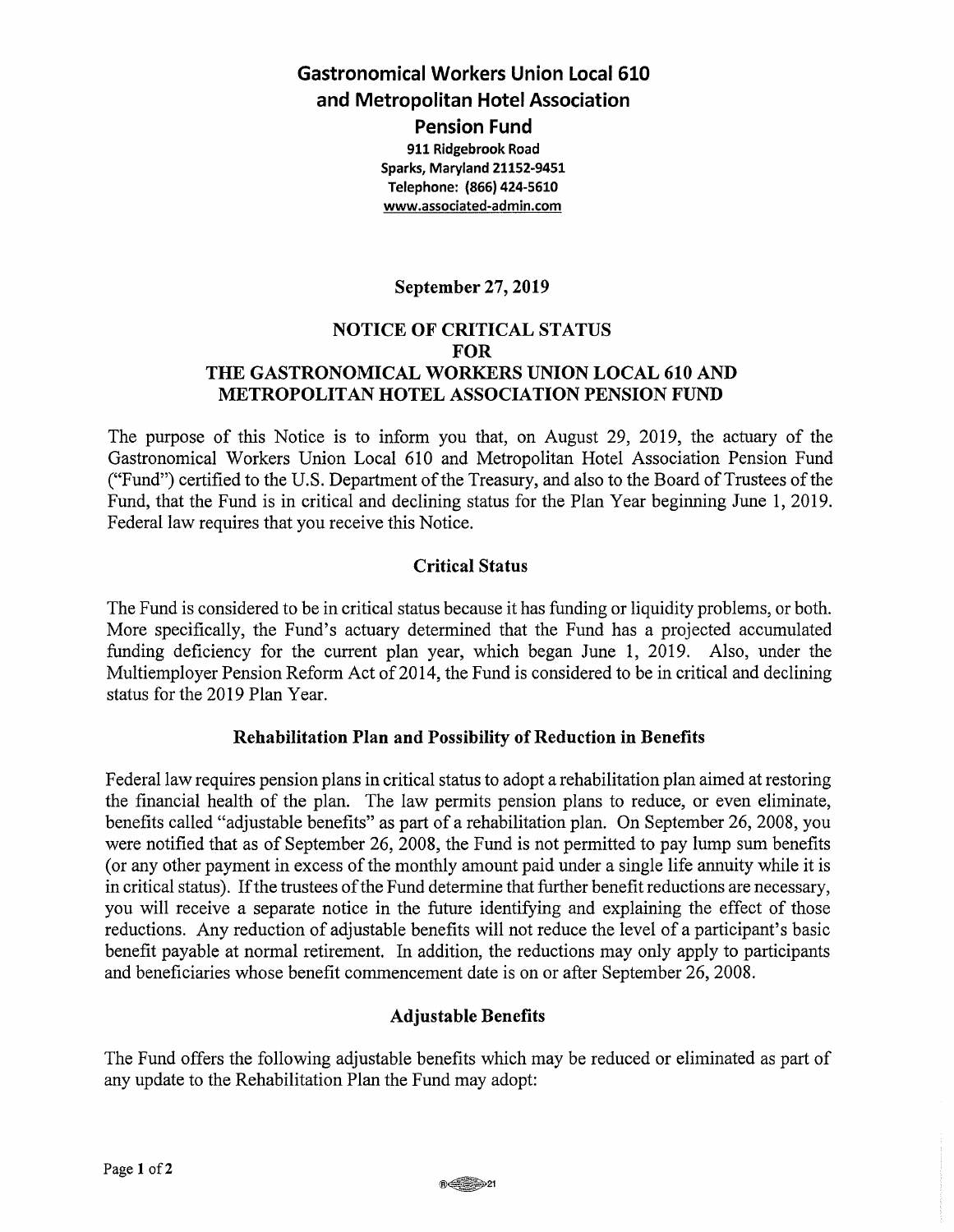# Gastronomical Workers Union Local 610 and Metropolitan Hotel Association Pension Fund

**911 Ridgebrook Road**
**Sparks, Maryland 21152-9451**
**Telephone: (866) 424-5610**
**www.associated-admin.com**

**September 27, 2019**

## NOTICE OF CRITICAL STATUS FOR THE GASTRONOMICAL WORKERS UNION LOCAL 610 AND METROPOLITAN HOTEL ASSOCIATION PENSION FUND

The purpose of this Notice is to inform you that, on August 29, 2019, the actuary of the Gastronomical Workers Union Local 610 and Metropolitan Hotel Association Pension Fund ("Fund") certified to the U.S. Department of the Treasury, and also to the Board of Trustees of the Fund, that the Fund is in critical and declining status for the Plan Year beginning June 1, 2019. Federal law requires that you receive this Notice.

### Critical Status

The Fund is considered to be in critical status because it has funding or liquidity problems, or both. More specifically, the Fund's actuary determined that the Fund has a projected accumulated funding deficiency for the current plan year, which began June 1, 2019. Also, under the Multiemployer Pension Reform Act of 2014, the Fund is considered to be in critical and declining status for the 2019 Plan Year.

### Rehabilitation Plan and Possibility of Reduction in Benefits

Federal law requires pension plans in critical status to adopt a rehabilitation plan aimed at restoring the financial health of the plan. The law permits pension plans to reduce, or even eliminate, benefits called "adjustable benefits" as part of a rehabilitation plan. On September 26, 2008, you were notified that as of September 26, 2008, the Fund is not permitted to pay lump sum benefits (or any other payment in excess of the monthly amount paid under a single life annuity while it is in critical status). If the trustees of the Fund determine that further benefit reductions are necessary, you will receive a separate notice in the future identifying and explaining the effect of those reductions. Any reduction of adjustable benefits will not reduce the level of a participant's basic benefit payable at normal retirement. In addition, the reductions may only apply to participants and beneficiaries whose benefit commencement date is on or after September 26, 2008.

### Adjustable Benefits

The Fund offers the following adjustable benefits which may be reduced or eliminated as part of any update to the Rehabilitation Plan the Fund may adopt: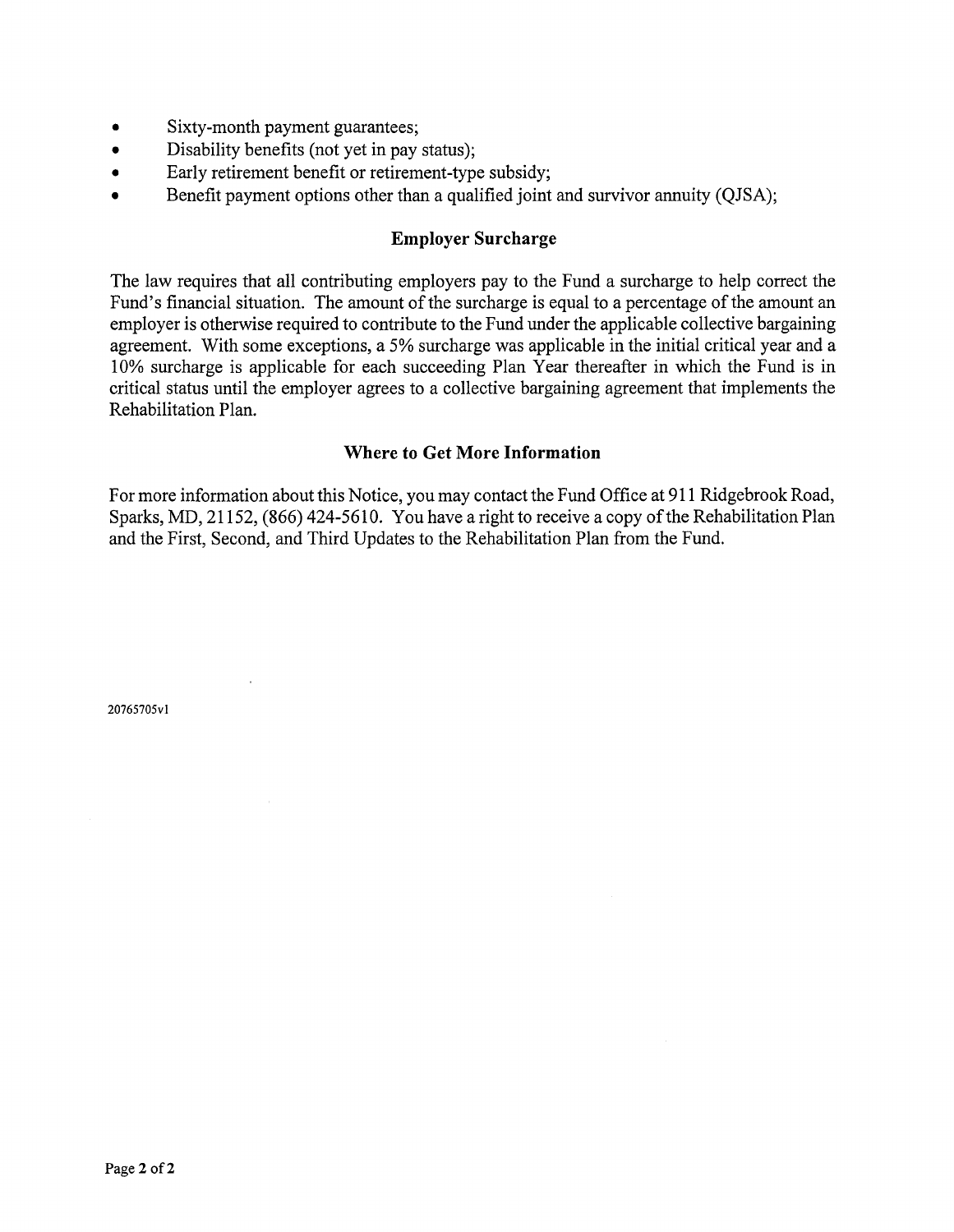- Sixty-month payment guarantees;
- Disability benefits (not yet in pay status);
- Early retirement benefit or retirement-type subsidy;
- Benefit payment options other than a qualified joint and survivor annuity (QJSA);

## Employer Surcharge

The law requires that all contributing employers pay to the Fund a surcharge to help correct the Fund's financial situation. The amount of the surcharge is equal to a percentage of the amount an employer is otherwise required to contribute to the Fund under the applicable collective bargaining agreement. With some exceptions, a 5% surcharge was applicable in the initial critical year and a 10% surcharge is applicable for each succeeding Plan Year thereafter in which the Fund is in critical status until the employer agrees to a collective bargaining agreement that implements the Rehabilitation Plan.

## Where to Get More Information

For more information about this Notice, you may contact the Fund Office at 911 Ridgebrook Road, Sparks, MD, 21152, (866) 424-5610. You have a right to receive a copy of the Rehabilitation Plan and the First, Second, and Third Updates to the Rehabilitation Plan from the Fund.

20765705v1